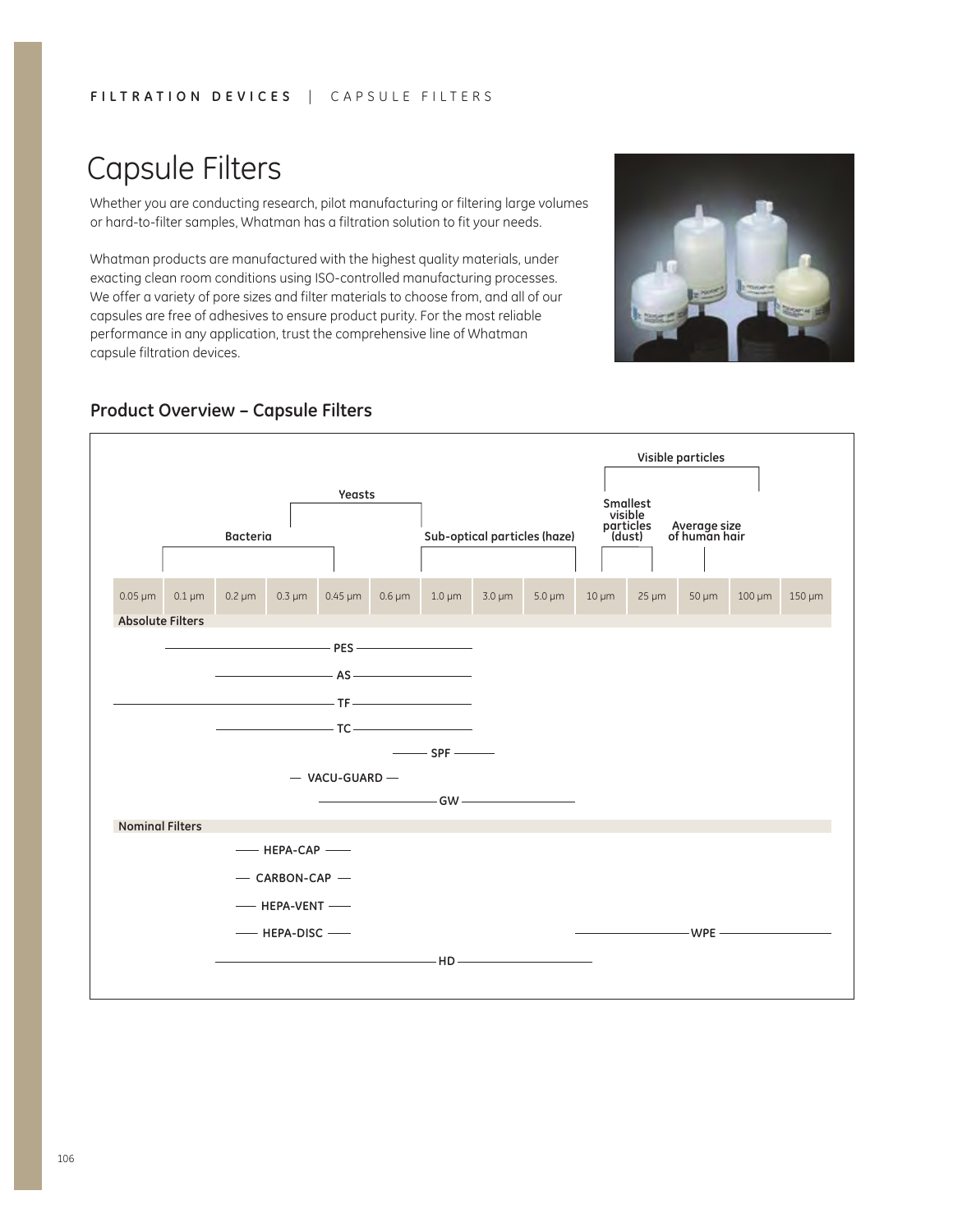# Capsule Filters

Whether you are conducting research, pilot manufacturing or filtering large volumes or hard-to-filter samples, Whatman has a filtration solution to fit your needs.

Whatman products are manufactured with the highest quality materials, under exacting clean room conditions using ISO-controlled manufacturing processes. We offer a variety of pore sizes and filter materials to choose from, and all of our capsules are free of adhesives to ensure product purity. For the most reliable performance in any application, trust the comprehensive line of Whatman capsule filtration devices.

## Product Overview – Capsule Filters

Visible particles

Yeasts

Bacteria

Sub-optical particles (haze)

Smallest visible particles (dust)

Average size of human hair

| 0.05 µm | 0.1 µm | 0.2 µm | 0.3 µm | 0.45 µm | 0.6 µm | 1.0 µm | 3.0 µm | 5.0 µm | 10 µm | 25 µm | 50 µm | 100 µm | 150 µm |
|---|---|---|---|---|---|---|---|---|---|---|---|---|---|

**Absolute Filters**

- PES
- AS
- TF
- TC
- SPF
- VACU-GUARD
- GW

**Nominal Filters**

- HEPA-CAP
- CARBON-CAP
- HEPA-VENT
- HEPA-DISC
- WPE
- HD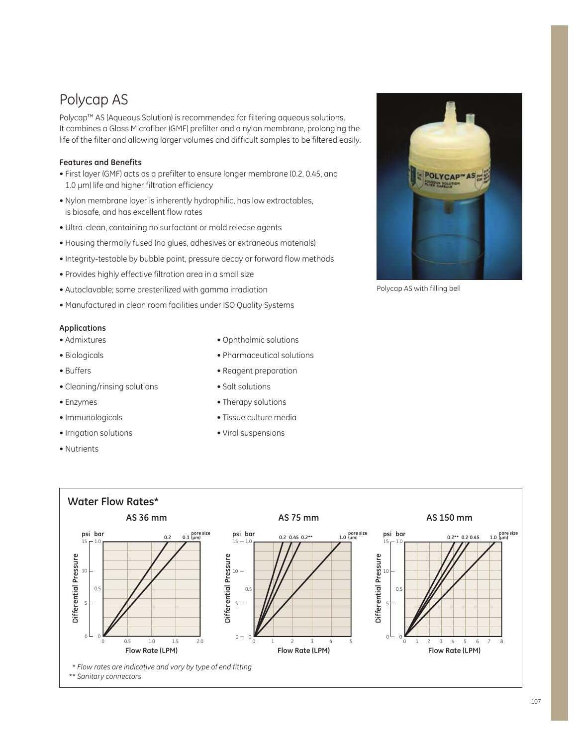# Polycap AS

Polycap™ AS (Aqueous Solution) is recommended for filtering aqueous solutions. It combines a Glass Microfiber (GMF) prefilter and a nylon membrane, prolonging the life of the filter and allowing larger volumes and difficult samples to be filtered easily.

### Features and Benefits

- First layer (GMF) acts as a prefilter to ensure longer membrane (0.2, 0.45, and 1.0 μm) life and higher filtration efficiency
- Nylon membrane layer is inherently hydrophilic, has low extractables, is biosafe, and has excellent flow rates
- Ultra-clean, containing no surfactant or mold release agents
- Housing thermally fused (no glues, adhesives or extraneous materials)
- Integrity-testable by bubble point, pressure decay or forward flow methods
- Provides highly effective filtration area in a small size
- Autoclavable; some presterilized with gamma irradiation
- Manufactured in clean room facilities under ISO Quality Systems

Polycap AS with filling bell

### Applications

- Admixtures
- Biologicals
- Buffers
- Cleaning/rinsing solutions
- Enzymes
- Immunologicals
- Irrigation solutions
- Nutrients
- Ophthalmic solutions
- Pharmaceutical solutions
- Reagent preparation
- Salt solutions
- Therapy solutions
- Tissue culture media
- Viral suspensions

## Water Flow Rates*

AS 36 mm

AS 75 mm

AS 150 mm

*\* Flow rates are indicative and vary by type of end fitting*

*\*\* Sanitary connectors*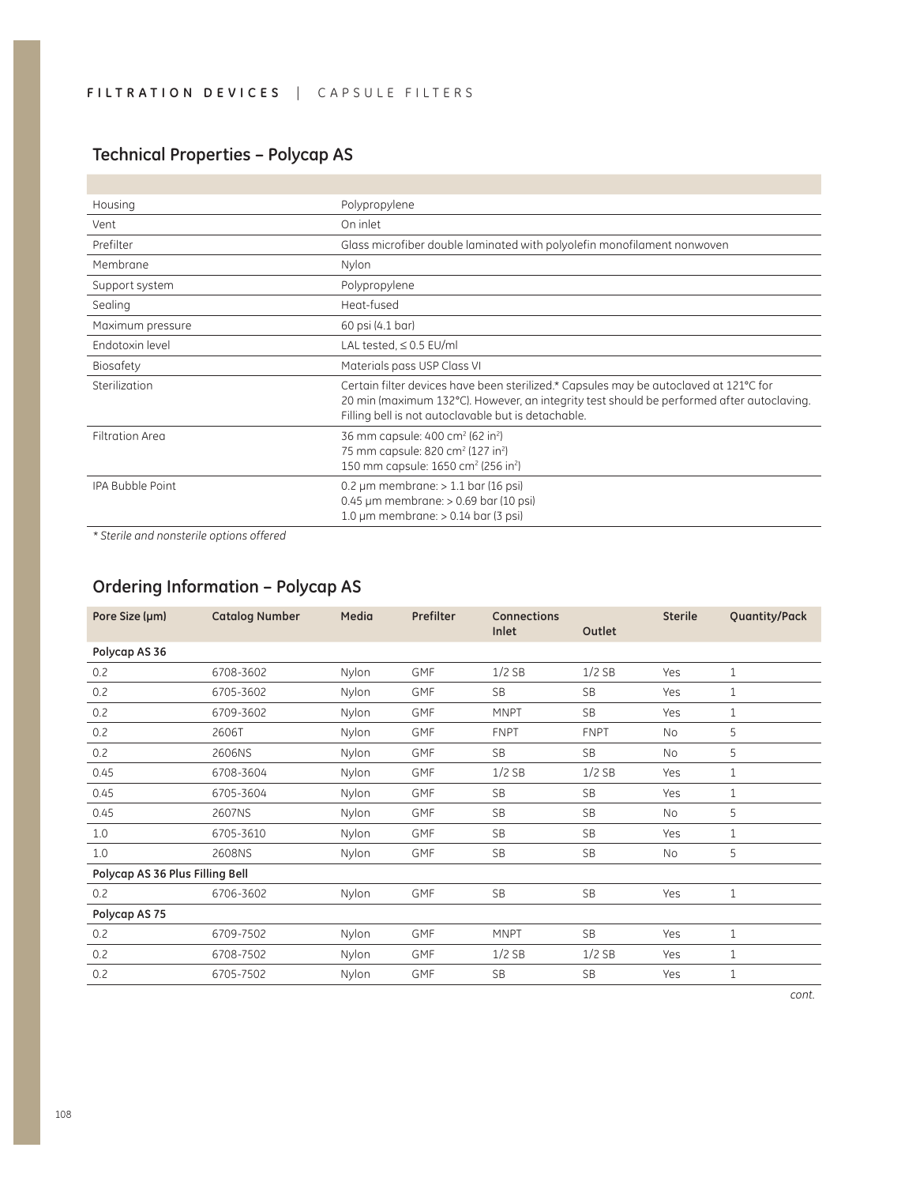## Technical Properties – Polycap AS

| | |
|---|---|
| Housing | Polypropylene |
| Vent | On inlet |
| Prefilter | Glass microfiber double laminated with polyolefin monofilament nonwoven |
| Membrane | Nylon |
| Support system | Polypropylene |
| Sealing | Heat-fused |
| Maximum pressure | 60 psi (4.1 bar) |
| Endotoxin level | LAL tested, ≤ 0.5 EU/ml |
| Biosafety | Materials pass USP Class VI |
| Sterilization | Certain filter devices have been sterilized.* Capsules may be autoclaved at 121°C for 20 min (maximum 132°C). However, an integrity test should be performed after autoclaving. Filling bell is not autoclavable but is detachable. |
| Filtration Area | 36 mm capsule: 400 cm² (62 in²)<br>75 mm capsule: 820 cm² (127 in²)<br>150 mm capsule: 1650 cm² (256 in²) |
| IPA Bubble Point | 0.2 µm membrane: > 1.1 bar (16 psi)<br>0.45 µm membrane: > 0.69 bar (10 psi)<br>1.0 µm membrane: > 0.14 bar (3 psi) |

*\* Sterile and nonsterile options offered*

## Ordering Information – Polycap AS

| Pore Size (µm) | Catalog Number | Media | Prefilter | Connections Inlet | Outlet | Sterile | Quantity/Pack |
|---|---|---|---|---|---|---|---|
| **Polycap AS 36** | | | | | | | |
| 0.2 | 6708-3602 | Nylon | GMF | 1/2 SB | 1/2 SB | Yes | 1 |
| 0.2 | 6705-3602 | Nylon | GMF | SB | SB | Yes | 1 |
| 0.2 | 6709-3602 | Nylon | GMF | MNPT | SB | Yes | 1 |
| 0.2 | 2606T | Nylon | GMF | FNPT | FNPT | No | 5 |
| 0.2 | 2606NS | Nylon | GMF | SB | SB | No | 5 |
| 0.45 | 6708-3604 | Nylon | GMF | 1/2 SB | 1/2 SB | Yes | 1 |
| 0.45 | 6705-3604 | Nylon | GMF | SB | SB | Yes | 1 |
| 0.45 | 2607NS | Nylon | GMF | SB | SB | No | 5 |
| 1.0 | 6705-3610 | Nylon | GMF | SB | SB | Yes | 1 |
| 1.0 | 2608NS | Nylon | GMF | SB | SB | No | 5 |
| **Polycap AS 36 Plus Filling Bell** | | | | | | | |
| 0.2 | 6706-3602 | Nylon | GMF | SB | SB | Yes | 1 |
| **Polycap AS 75** | | | | | | | |
| 0.2 | 6709-7502 | Nylon | GMF | MNPT | SB | Yes | 1 |
| 0.2 | 6708-7502 | Nylon | GMF | 1/2 SB | 1/2 SB | Yes | 1 |
| 0.2 | 6705-7502 | Nylon | GMF | SB | SB | Yes | 1 |

*cont.*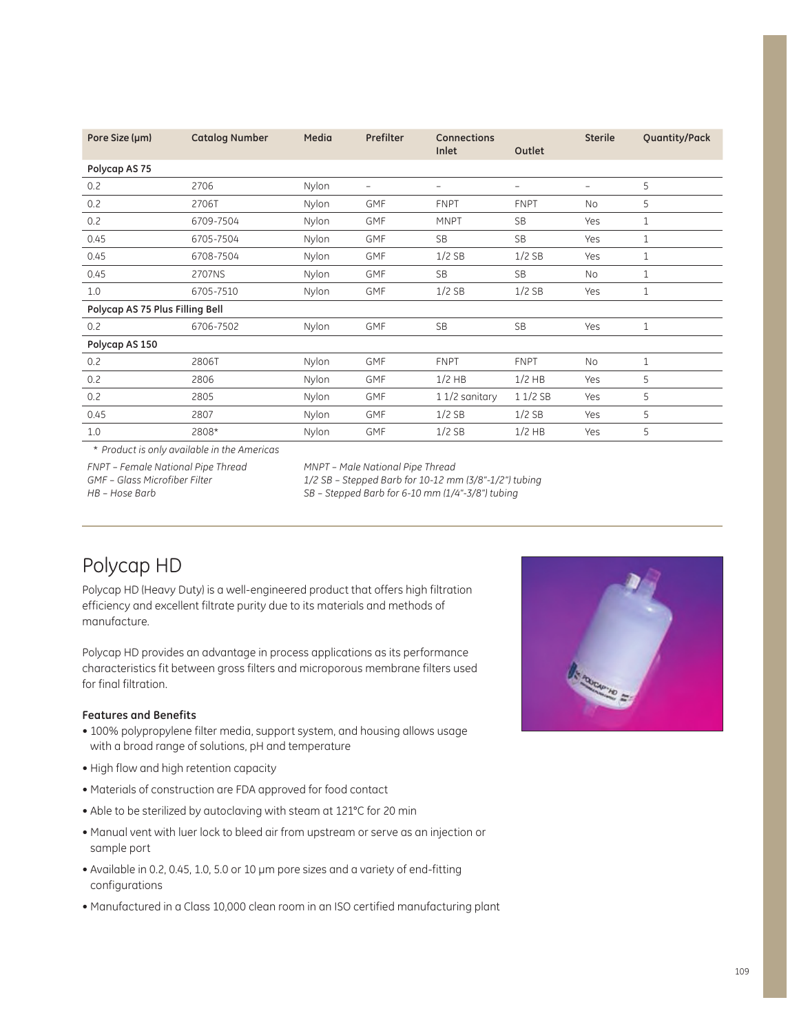| Pore Size (µm) | Catalog Number | Media | Prefilter | Connections Inlet | Outlet | Sterile | Quantity/Pack |
|---|---|---|---|---|---|---|---|
| **Polycap AS 75** | | | | | | | |
| 0.2 | 2706 | Nylon | – | – | – | – | 5 |
| 0.2 | 2706T | Nylon | GMF | FNPT | FNPT | No | 5 |
| 0.2 | 6709-7504 | Nylon | GMF | MNPT | SB | Yes | 1 |
| 0.45 | 6705-7504 | Nylon | GMF | SB | SB | Yes | 1 |
| 0.45 | 6708-7504 | Nylon | GMF | 1/2 SB | 1/2 SB | Yes | 1 |
| 0.45 | 2707NS | Nylon | GMF | SB | SB | No | 1 |
| 1.0 | 6705-7510 | Nylon | GMF | 1/2 SB | 1/2 SB | Yes | 1 |
| **Polycap AS 75 Plus Filling Bell** | | | | | | | |
| 0.2 | 6706-7502 | Nylon | GMF | SB | SB | Yes | 1 |
| **Polycap AS 150** | | | | | | | |
| 0.2 | 2806T | Nylon | GMF | FNPT | FNPT | No | 1 |
| 0.2 | 2806 | Nylon | GMF | 1/2 HB | 1/2 HB | Yes | 5 |
| 0.2 | 2805 | Nylon | GMF | 1 1/2 sanitary | 1 1/2 SB | Yes | 5 |
| 0.45 | 2807 | Nylon | GMF | 1/2 SB | 1/2 SB | Yes | 5 |
| 1.0 | 2808* | Nylon | GMF | 1/2 SB | 1/2 HB | Yes | 5 |

*\* Product is only available in the Americas*

*FNPT – Female National Pipe Thread*
*GMF – Glass Microfiber Filter*
*HB – Hose Barb*
*MNPT – Male National Pipe Thread*
*1/2 SB – Stepped Barb for 10-12 mm (3/8"-1/2") tubing*
*SB – Stepped Barb for 6-10 mm (1/4"-3/8") tubing*

# Polycap HD

Polycap HD (Heavy Duty) is a well-engineered product that offers high filtration efficiency and excellent filtrate purity due to its materials and methods of manufacture.

Polycap HD provides an advantage in process applications as its performance characteristics fit between gross filters and microporous membrane filters used for final filtration.

**Features and Benefits**

- 100% polypropylene filter media, support system, and housing allows usage with a broad range of solutions, pH and temperature
- High flow and high retention capacity
- Materials of construction are FDA approved for food contact
- Able to be sterilized by autoclaving with steam at 121°C for 20 min
- Manual vent with luer lock to bleed air from upstream or serve as an injection or sample port
- Available in 0.2, 0.45, 1.0, 5.0 or 10 µm pore sizes and a variety of end-fitting configurations
- Manufactured in a Class 10,000 clean room in an ISO certified manufacturing plant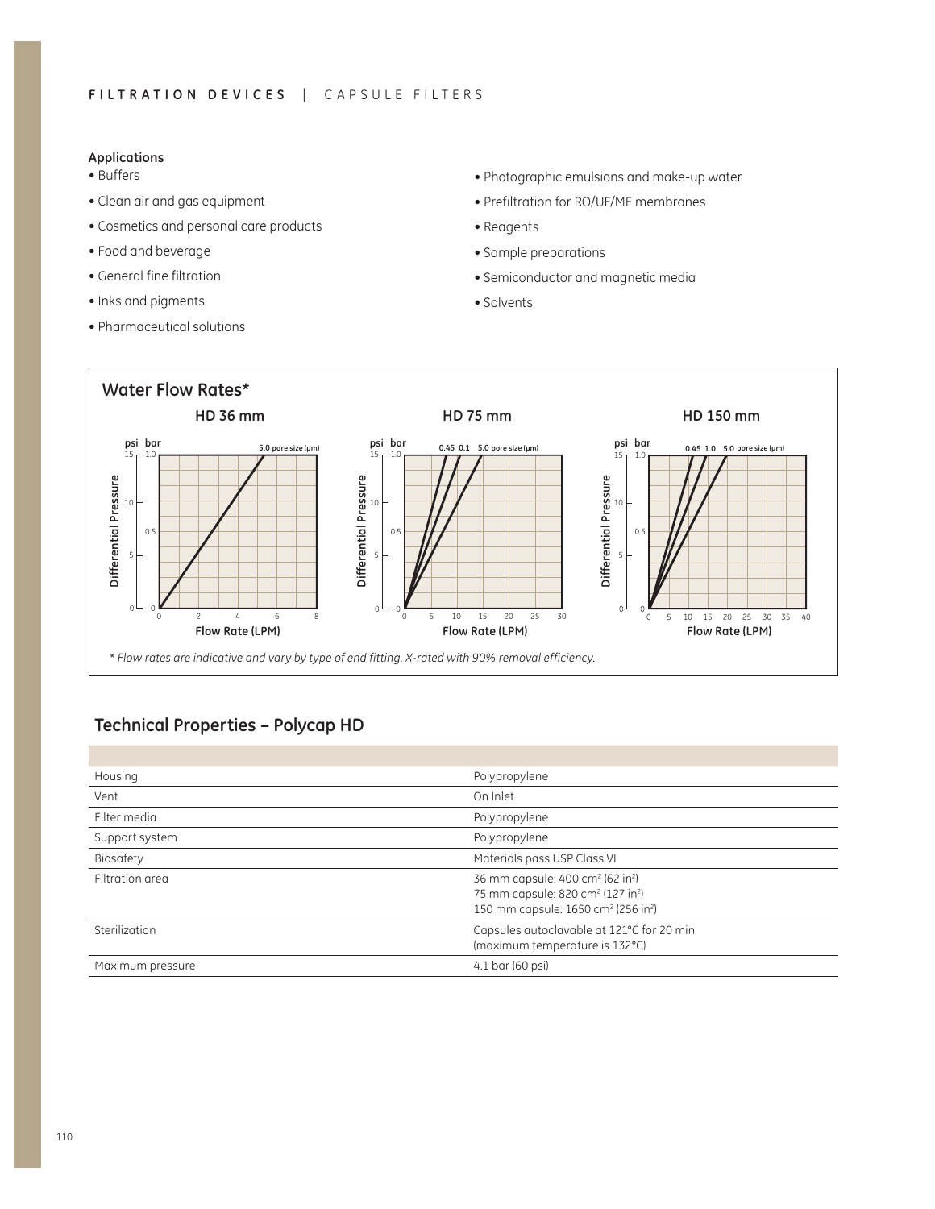### Applications

- Buffers
- Clean air and gas equipment
- Cosmetics and personal care products
- Food and beverage
- General fine filtration
- Inks and pigments
- Pharmaceutical solutions
- Photographic emulsions and make-up water
- Prefiltration for RO/UF/MF membranes
- Reagents
- Sample preparations
- Semiconductor and magnetic media
- Solvents

## Water Flow Rates*

HD 36 mm

HD 75 mm

HD 150 mm

\* *Flow rates are indicative and vary by type of end fitting. X-rated with 90% removal efficiency.*

## Technical Properties – Polycap HD

| | |
|---|---|
| Housing | Polypropylene |
| Vent | On Inlet |
| Filter media | Polypropylene |
| Support system | Polypropylene |
| Biosafety | Materials pass USP Class VI |
| Filtration area | 36 mm capsule: 400 $cm^2$ (62 $in^2$)<br>75 mm capsule: 820 $cm^2$ (127 $in^2$)<br>150 mm capsule: 1650 $cm^2$ (256 $in^2$) |
| Sterilization | Capsules autoclavable at 121°C for 20 min (maximum temperature is 132°C) |
| Maximum pressure | 4.1 bar (60 psi) |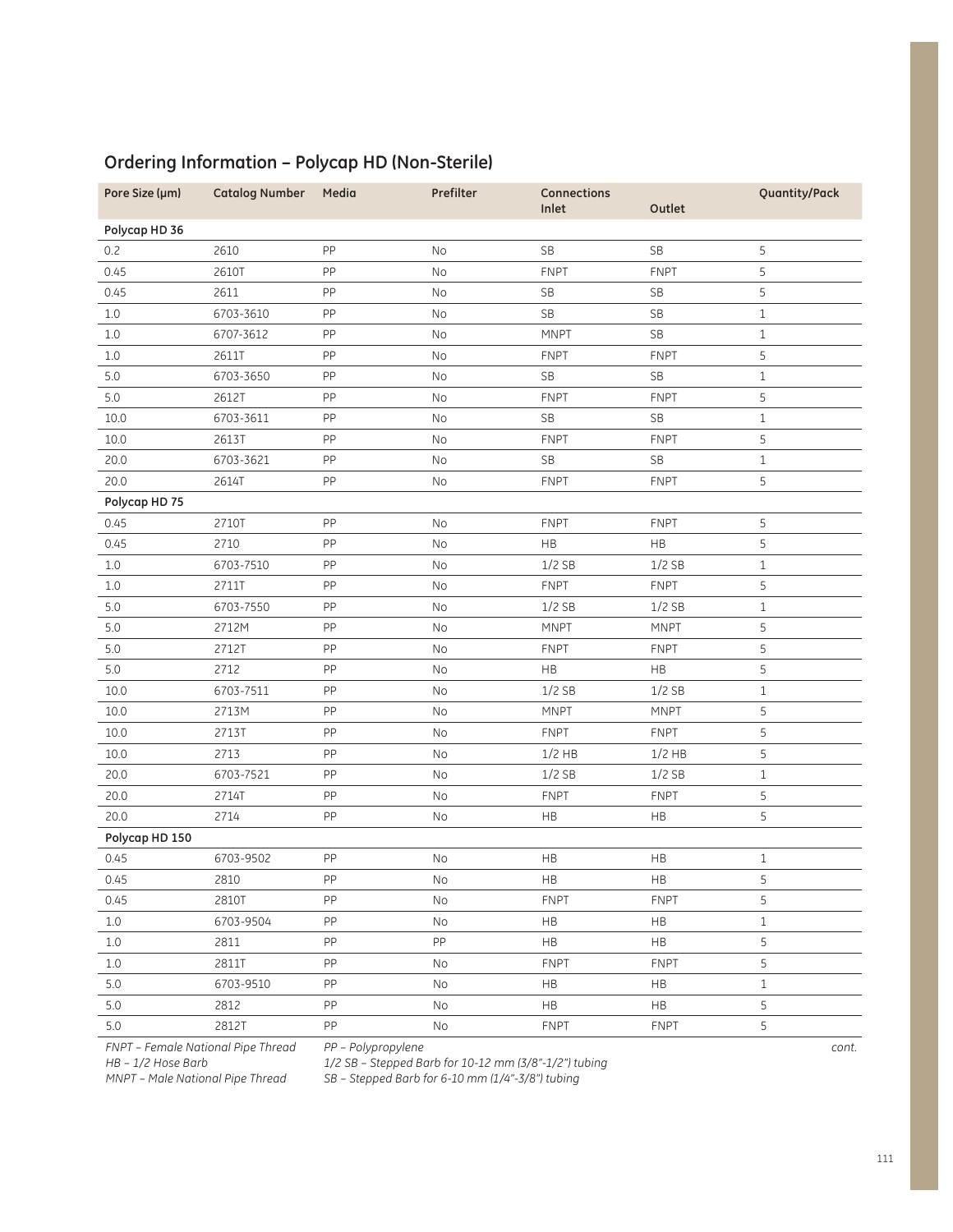## Ordering Information – Polycap HD (Non-Sterile)

| Pore Size (µm) | Catalog Number | Media | Prefilter | Connections Inlet | Outlet | Quantity/Pack |
|---|---|---|---|---|---|---|
| **Polycap HD 36** | | | | | | |
| 0.2 | 2610 | PP | No | SB | SB | 5 |
| 0.45 | 2610T | PP | No | FNPT | FNPT | 5 |
| 0.45 | 2611 | PP | No | SB | SB | 5 |
| 1.0 | 6703-3610 | PP | No | SB | SB | 1 |
| 1.0 | 6707-3612 | PP | No | MNPT | SB | 1 |
| 1.0 | 2611T | PP | No | FNPT | FNPT | 5 |
| 5.0 | 6703-3650 | PP | No | SB | SB | 1 |
| 5.0 | 2612T | PP | No | FNPT | FNPT | 5 |
| 10.0 | 6703-3611 | PP | No | SB | SB | 1 |
| 10.0 | 2613T | PP | No | FNPT | FNPT | 5 |
| 20.0 | 6703-3621 | PP | No | SB | SB | 1 |
| 20.0 | 2614T | PP | No | FNPT | FNPT | 5 |
| **Polycap HD 75** | | | | | | |
| 0.45 | 2710T | PP | No | FNPT | FNPT | 5 |
| 0.45 | 2710 | PP | No | HB | HB | 5 |
| 1.0 | 6703-7510 | PP | No | 1/2 SB | 1/2 SB | 1 |
| 1.0 | 2711T | PP | No | FNPT | FNPT | 5 |
| 5.0 | 6703-7550 | PP | No | 1/2 SB | 1/2 SB | 1 |
| 5.0 | 2712M | PP | No | MNPT | MNPT | 5 |
| 5.0 | 2712T | PP | No | FNPT | FNPT | 5 |
| 5.0 | 2712 | PP | No | HB | HB | 5 |
| 10.0 | 6703-7511 | PP | No | 1/2 SB | 1/2 SB | 1 |
| 10.0 | 2713M | PP | No | MNPT | MNPT | 5 |
| 10.0 | 2713T | PP | No | FNPT | FNPT | 5 |
| 10.0 | 2713 | PP | No | 1/2 HB | 1/2 HB | 5 |
| 20.0 | 6703-7521 | PP | No | 1/2 SB | 1/2 SB | 1 |
| 20.0 | 2714T | PP | No | FNPT | FNPT | 5 |
| 20.0 | 2714 | PP | No | HB | HB | 5 |
| **Polycap HD 150** | | | | | | |
| 0.45 | 6703-9502 | PP | No | HB | HB | 1 |
| 0.45 | 2810 | PP | No | HB | HB | 5 |
| 0.45 | 2810T | PP | No | FNPT | FNPT | 5 |
| 1.0 | 6703-9504 | PP | No | HB | HB | 1 |
| 1.0 | 2811 | PP | PP | HB | HB | 5 |
| 1.0 | 2811T | PP | No | FNPT | FNPT | 5 |
| 5.0 | 6703-9510 | PP | No | HB | HB | 1 |
| 5.0 | 2812 | PP | No | HB | HB | 5 |
| 5.0 | 2812T | PP | No | FNPT | FNPT | 5 |

*FNPT – Female National Pipe Thread*
*HB – 1/2 Hose Barb*
*MNPT – Male National Pipe Thread*
*PP – Polypropylene*
*1/2 SB – Stepped Barb for 10-12 mm (3/8"-1/2") tubing*
*SB – Stepped Barb for 6-10 mm (1/4"-3/8") tubing*

*cont.*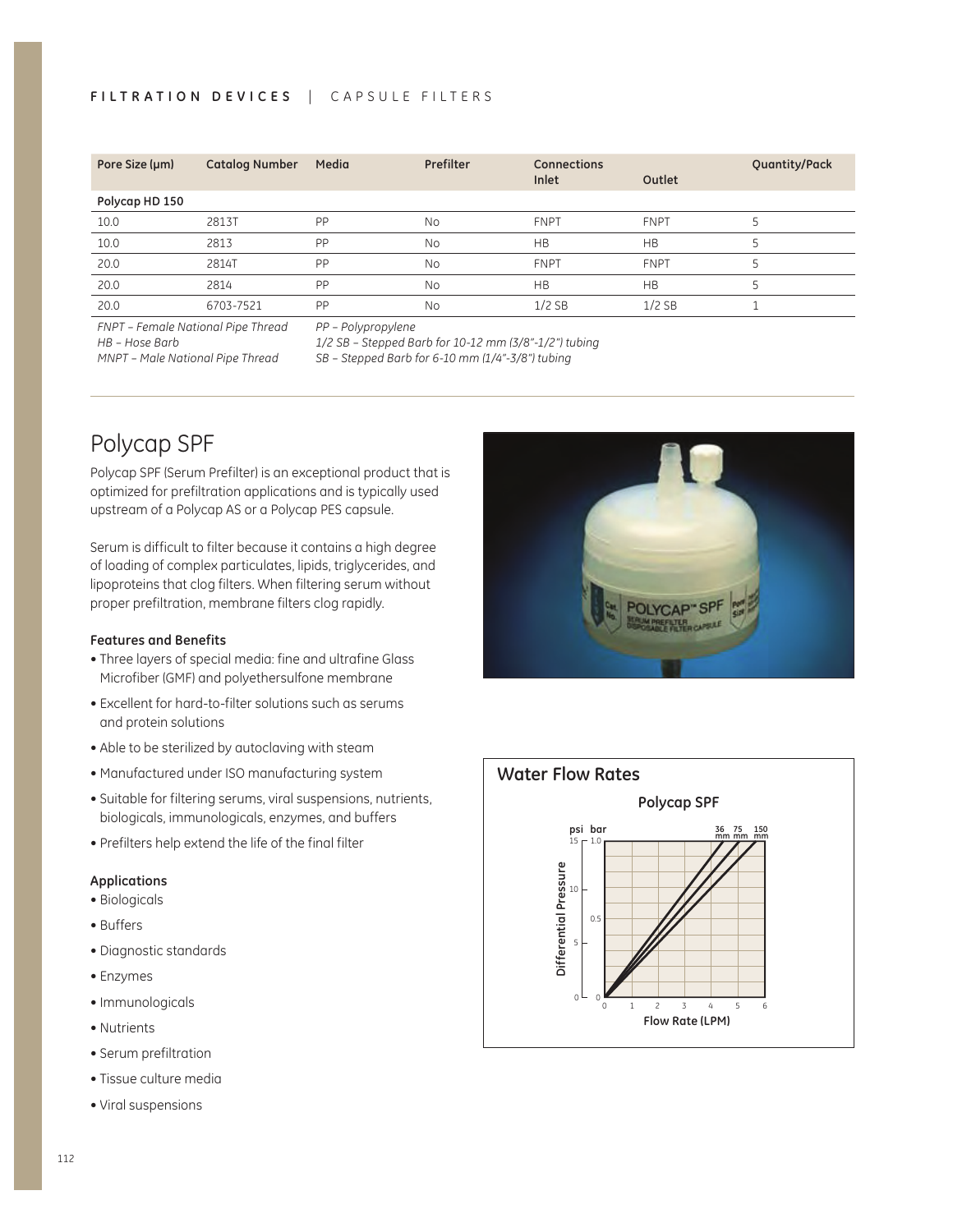| Pore Size (µm) | Catalog Number | Media | Prefilter | Connections Inlet | Outlet | Quantity/Pack |
|---|---|---|---|---|---|---|
| **Polycap HD 150** | | | | | | |
| 10.0 | 2813T | PP | No | FNPT | FNPT | 5 |
| 10.0 | 2813 | PP | No | HB | HB | 5 |
| 20.0 | 2814T | PP | No | FNPT | FNPT | 5 |
| 20.0 | 2814 | PP | No | HB | HB | 5 |
| 20.0 | 6703-7521 | PP | No | 1/2 SB | 1/2 SB | 1 |

*FNPT – Female National Pipe Thread*
*HB – Hose Barb*
*MNPT – Male National Pipe Thread*
*PP – Polypropylene*
*1/2 SB – Stepped Barb for 10-12 mm (3/8"-1/2") tubing*
*SB – Stepped Barb for 6-10 mm (1/4"-3/8") tubing*

## Polycap SPF

Polycap SPF (Serum Prefilter) is an exceptional product that is optimized for prefiltration applications and is typically used upstream of a Polycap AS or a Polycap PES capsule.

Serum is difficult to filter because it contains a high degree of loading of complex particulates, lipids, triglycerides, and lipoproteins that clog filters. When filtering serum without proper prefiltration, membrane filters clog rapidly.

### Features and Benefits

- Three layers of special media: fine and ultrafine Glass Microfiber (GMF) and polyethersulfone membrane
- Excellent for hard-to-filter solutions such as serums and protein solutions
- Able to be sterilized by autoclaving with steam
- Manufactured under ISO manufacturing system
- Suitable for filtering serums, viral suspensions, nutrients, biologicals, immunologicals, enzymes, and buffers
- Prefilters help extend the life of the final filter

### Applications

- Biologicals
- Buffers
- Diagnostic standards
- Enzymes
- Immunologicals
- Nutrients
- Serum prefiltration
- Tissue culture media
- Viral suspensions

**Water Flow Rates**

**Polycap SPF**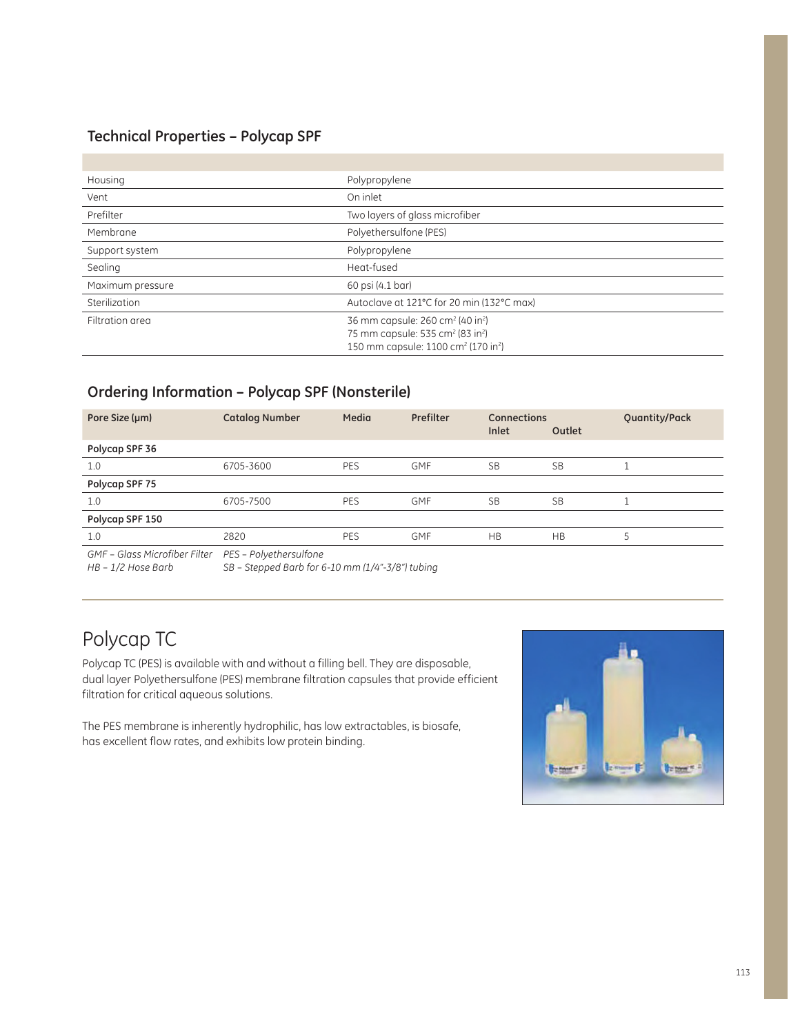### Technical Properties – Polycap SPF

| | |
|---|---|
| Housing | Polypropylene |
| Vent | On inlet |
| Prefilter | Two layers of glass microfiber |
| Membrane | Polyethersulfone (PES) |
| Support system | Polypropylene |
| Sealing | Heat-fused |
| Maximum pressure | 60 psi (4.1 bar) |
| Sterilization | Autoclave at 121°C for 20 min (132°C max) |
| Filtration area | 36 mm capsule: 260 $cm^2$ (40 $in^2$)<br>75 mm capsule: 535 $cm^2$ (83 $in^2$)<br>150 mm capsule: 1100 $cm^2$ (170 $in^2$) |

### Ordering Information – Polycap SPF (Nonsterile)

| Pore Size (µm) | Catalog Number | Media | Prefilter | Connections Inlet | Connections Outlet | Quantity/Pack |
|---|---|---|---|---|---|---|
| **Polycap SPF 36** | | | | | | |
| 1.0 | 6705-3600 | PES | GMF | SB | SB | 1 |
| **Polycap SPF 75** | | | | | | |
| 1.0 | 6705-7500 | PES | GMF | SB | SB | 1 |
| **Polycap SPF 150** | | | | | | |
| 1.0 | 2820 | PES | GMF | HB | HB | 5 |

*GMF – Glass Microfiber Filter*  *PES – Polyethersulfone*
*HB – 1/2 Hose Barb*  *SB – Stepped Barb for 6-10 mm (1/4"-3/8") tubing*

# Polycap TC

Polycap TC (PES) is available with and without a filling bell. They are disposable, dual layer Polyethersulfone (PES) membrane filtration capsules that provide efficient filtration for critical aqueous solutions.

The PES membrane is inherently hydrophilic, has low extractables, is biosafe, has excellent flow rates, and exhibits low protein binding.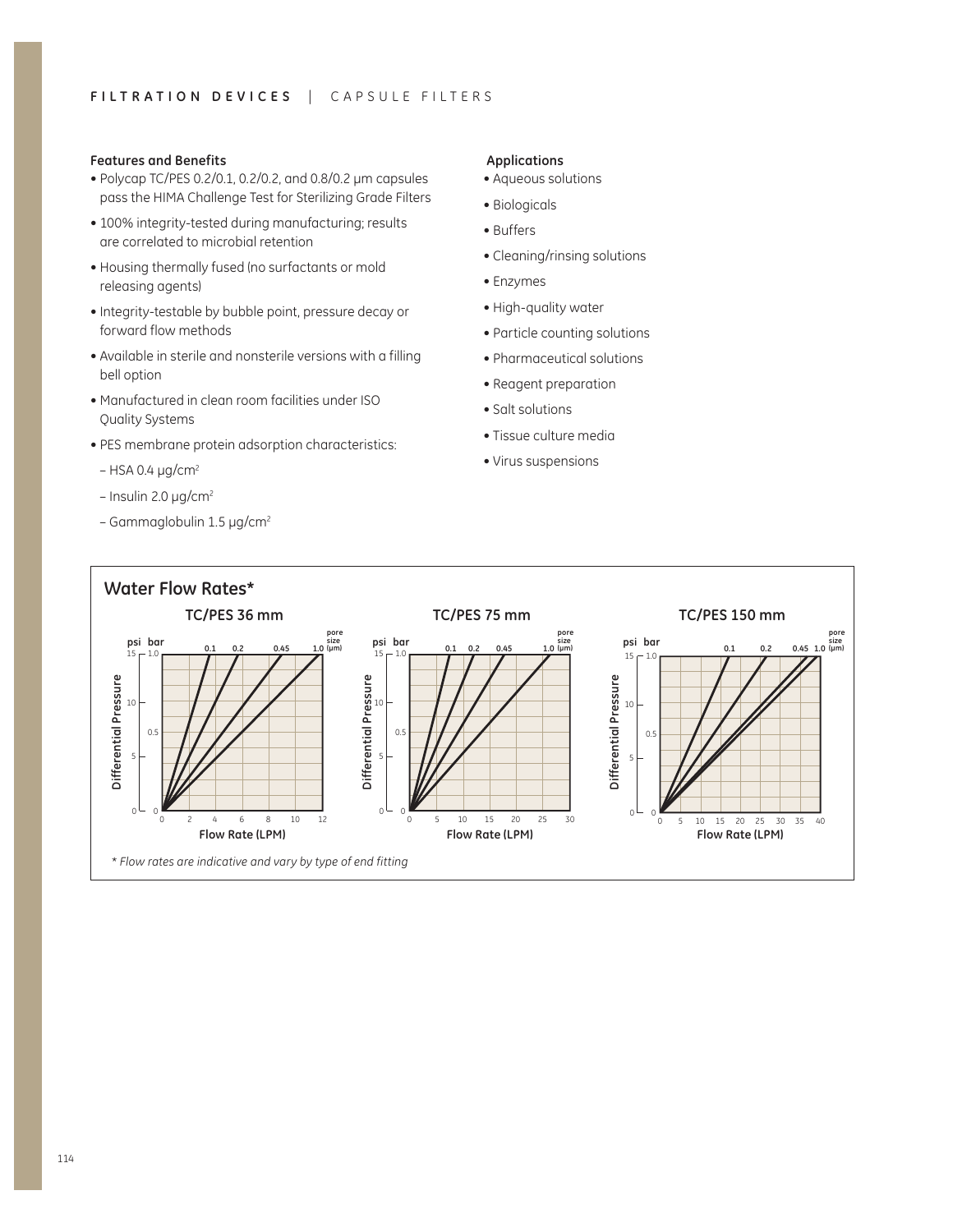### Features and Benefits

- Polycap TC/PES 0.2/0.1, 0.2/0.2, and 0.8/0.2 µm capsules pass the HIMA Challenge Test for Sterilizing Grade Filters
- 100% integrity-tested during manufacturing; results are correlated to microbial retention
- Housing thermally fused (no surfactants or mold releasing agents)
- Integrity-testable by bubble point, pressure decay or forward flow methods
- Available in sterile and nonsterile versions with a filling bell option
- Manufactured in clean room facilities under ISO Quality Systems
- PES membrane protein adsorption characteristics:
  - HSA 0.4 µg/cm²
  - Insulin 2.0 µg/cm²
  - Gammaglobulin 1.5 µg/cm²

### Applications

- Aqueous solutions
- Biologicals
- Buffers
- Cleaning/rinsing solutions
- Enzymes
- High-quality water
- Particle counting solutions
- Pharmaceutical solutions
- Reagent preparation
- Salt solutions
- Tissue culture media
- Virus suspensions

### Water Flow Rates*

TC/PES 36 mm

TC/PES 75 mm

TC/PES 150 mm

*Flow rates are indicative and vary by type of end fitting*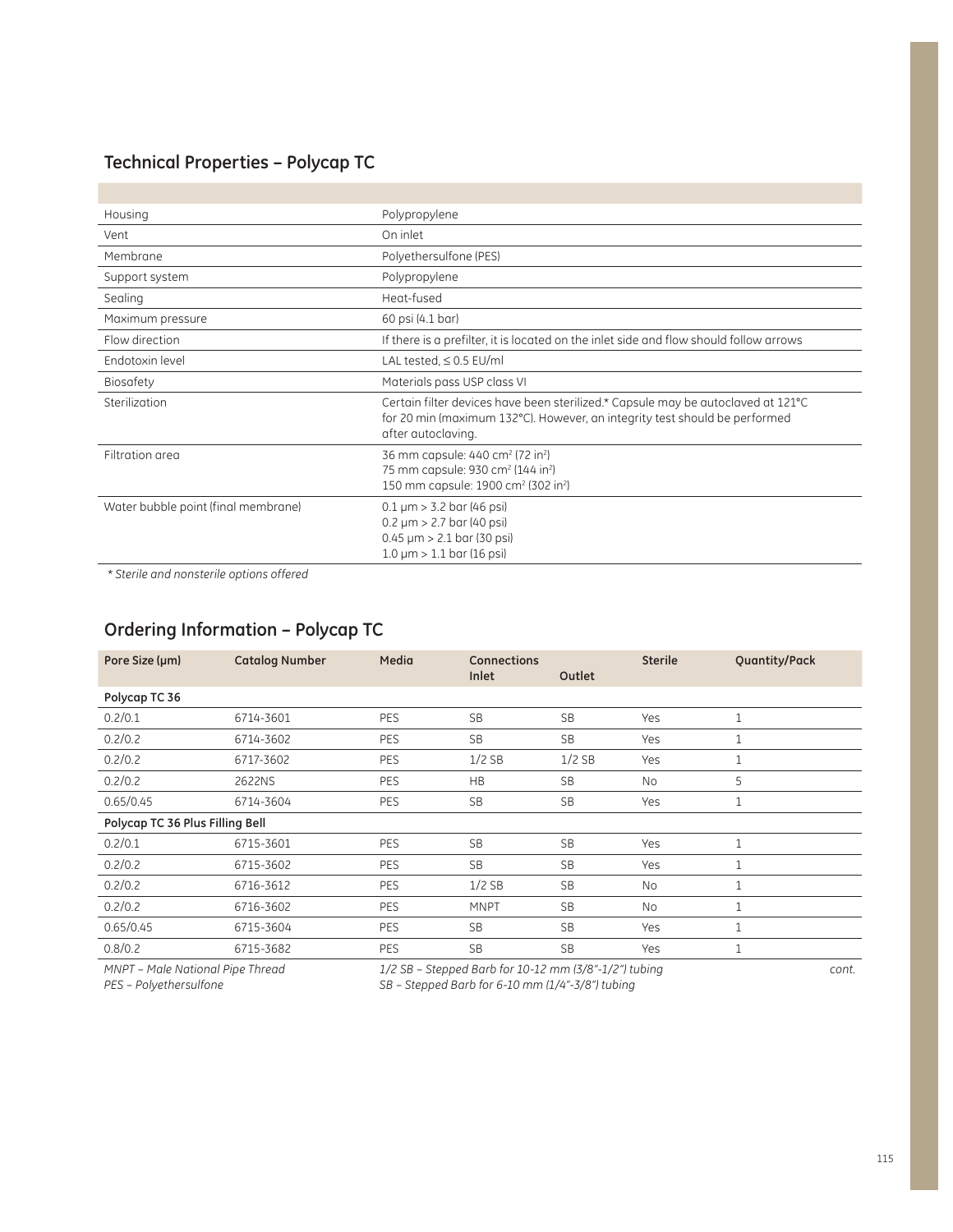## Technical Properties – Polycap TC

| | |
|---|---|
| Housing | Polypropylene |
| Vent | On inlet |
| Membrane | Polyethersulfone (PES) |
| Support system | Polypropylene |
| Sealing | Heat-fused |
| Maximum pressure | 60 psi (4.1 bar) |
| Flow direction | If there is a prefilter, it is located on the inlet side and flow should follow arrows |
| Endotoxin level | LAL tested, ≤ 0.5 EU/ml |
| Biosafety | Materials pass USP class VI |
| Sterilization | Certain filter devices have been sterilized.* Capsule may be autoclaved at 121°C for 20 min (maximum 132°C). However, an integrity test should be performed after autoclaving. |
| Filtration area | 36 mm capsule: 440 $cm^2$ (72 $in^2$)<br>75 mm capsule: 930 $cm^2$ (144 $in^2$)<br>150 mm capsule: 1900 $cm^2$ (302 $in^2$) |
| Water bubble point (final membrane) | 0.1 µm > 3.2 bar (46 psi)<br>0.2 µm > 2.7 bar (40 psi)<br>0.45 µm > 2.1 bar (30 psi)<br>1.0 µm > 1.1 bar (16 psi) |

*\* Sterile and nonsterile options offered*

## Ordering Information – Polycap TC

| Pore Size (µm) | Catalog Number | Media | Connections Inlet | Outlet | Sterile | Quantity/Pack |
|---|---|---|---|---|---|---|
| **Polycap TC 36** | | | | | | |
| 0.2/0.1 | 6714-3601 | PES | SB | SB | Yes | 1 |
| 0.2/0.2 | 6714-3602 | PES | SB | SB | Yes | 1 |
| 0.2/0.2 | 6717-3602 | PES | 1/2 SB | 1/2 SB | Yes | 1 |
| 0.2/0.2 | 2622NS | PES | HB | SB | No | 5 |
| 0.65/0.45 | 6714-3604 | PES | SB | SB | Yes | 1 |
| **Polycap TC 36 Plus Filling Bell** | | | | | | |
| 0.2/0.1 | 6715-3601 | PES | SB | SB | Yes | 1 |
| 0.2/0.2 | 6715-3602 | PES | SB | SB | Yes | 1 |
| 0.2/0.2 | 6716-3612 | PES | 1/2 SB | SB | No | 1 |
| 0.2/0.2 | 6716-3602 | PES | MNPT | SB | No | 1 |
| 0.65/0.45 | 6715-3604 | PES | SB | SB | Yes | 1 |
| 0.8/0.2 | 6715-3682 | PES | SB | SB | Yes | 1 |

*MNPT – Male National Pipe Thread*
*PES – Polyethersulfone*
*1/2 SB – Stepped Barb for 10-12 mm (3/8"-1/2") tubing*
*SB – Stepped Barb for 6-10 mm (1/4"-3/8") tubing*

*cont.*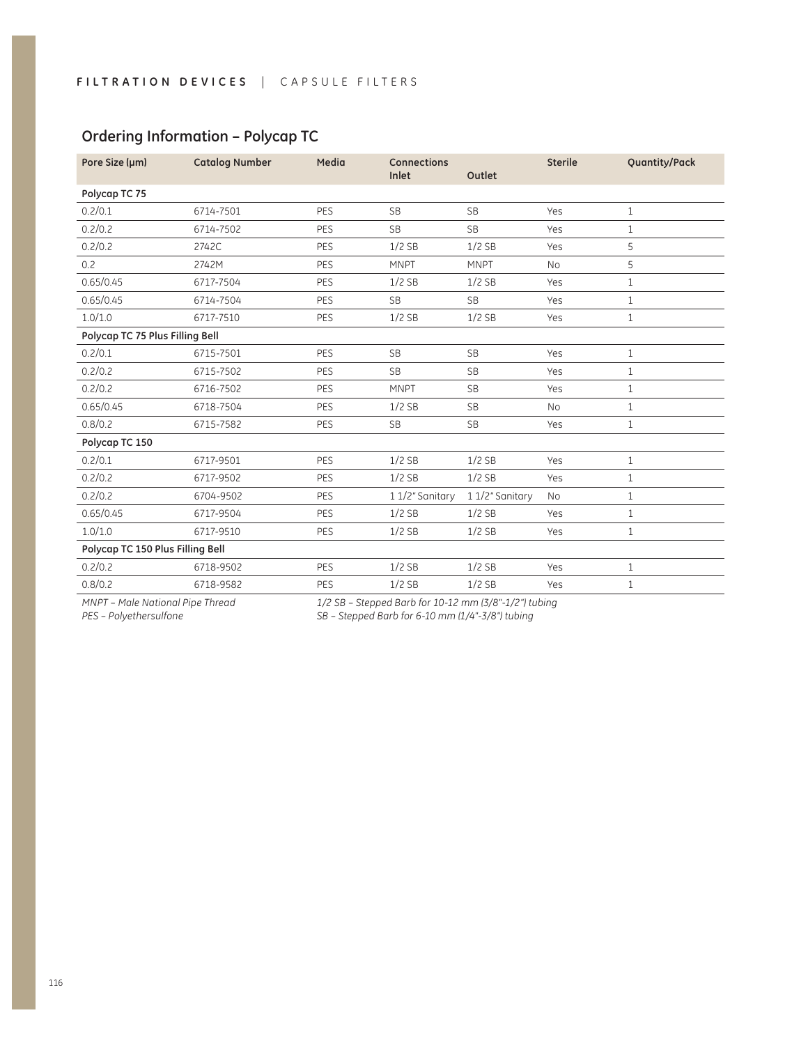## Ordering Information – Polycap TC

| Pore Size (µm) | Catalog Number | Media | Connections Inlet | Outlet | Sterile | Quantity/Pack |
|---|---|---|---|---|---|---|
| **Polycap TC 75** | | | | | | |
| 0.2/0.1 | 6714-7501 | PES | SB | SB | Yes | 1 |
| 0.2/0.2 | 6714-7502 | PES | SB | SB | Yes | 1 |
| 0.2/0.2 | 2742C | PES | 1/2 SB | 1/2 SB | Yes | 5 |
| 0.2 | 2742M | PES | MNPT | MNPT | No | 5 |
| 0.65/0.45 | 6717-7504 | PES | 1/2 SB | 1/2 SB | Yes | 1 |
| 0.65/0.45 | 6714-7504 | PES | SB | SB | Yes | 1 |
| 1.0/1.0 | 6717-7510 | PES | 1/2 SB | 1/2 SB | Yes | 1 |
| **Polycap TC 75 Plus Filling Bell** | | | | | | |
| 0.2/0.1 | 6715-7501 | PES | SB | SB | Yes | 1 |
| 0.2/0.2 | 6715-7502 | PES | SB | SB | Yes | 1 |
| 0.2/0.2 | 6716-7502 | PES | MNPT | SB | Yes | 1 |
| 0.65/0.45 | 6718-7504 | PES | 1/2 SB | SB | No | 1 |
| 0.8/0.2 | 6715-7582 | PES | SB | SB | Yes | 1 |
| **Polycap TC 150** | | | | | | |
| 0.2/0.1 | 6717-9501 | PES | 1/2 SB | 1/2 SB | Yes | 1 |
| 0.2/0.2 | 6717-9502 | PES | 1/2 SB | 1/2 SB | Yes | 1 |
| 0.2/0.2 | 6704-9502 | PES | 1 1/2" Sanitary | 1 1/2" Sanitary | No | 1 |
| 0.65/0.45 | 6717-9504 | PES | 1/2 SB | 1/2 SB | Yes | 1 |
| 1.0/1.0 | 6717-9510 | PES | 1/2 SB | 1/2 SB | Yes | 1 |
| **Polycap TC 150 Plus Filling Bell** | | | | | | |
| 0.2/0.2 | 6718-9502 | PES | 1/2 SB | 1/2 SB | Yes | 1 |
| 0.8/0.2 | 6718-9582 | PES | 1/2 SB | 1/2 SB | Yes | 1 |

*MNPT – Male National Pipe Thread*
*PES – Polyethersulfone*
*1/2 SB – Stepped Barb for 10-12 mm (3/8"-1/2") tubing*
*SB – Stepped Barb for 6-10 mm (1/4"-3/8") tubing*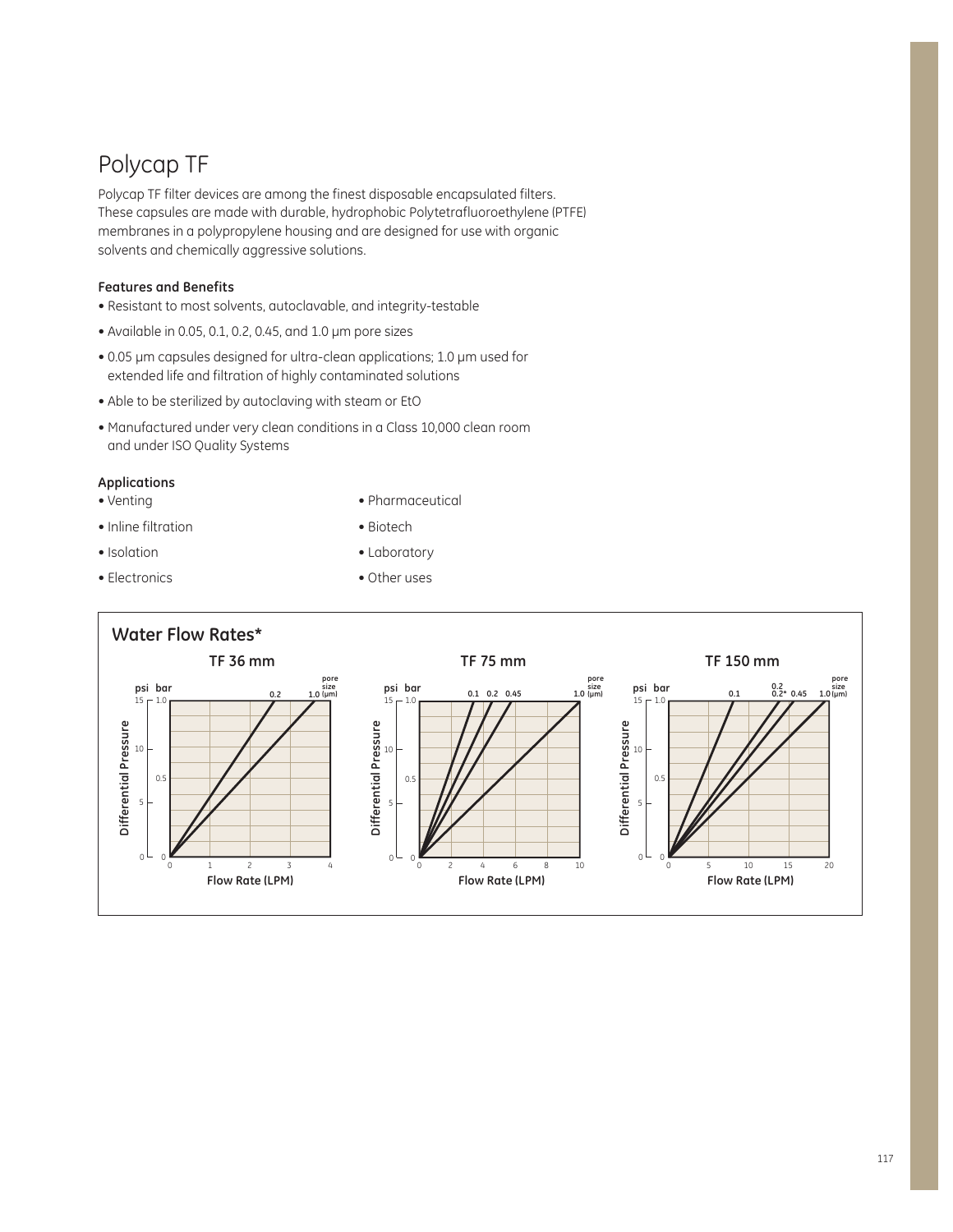# Polycap TF

Polycap TF filter devices are among the finest disposable encapsulated filters. These capsules are made with durable, hydrophobic Polytetrafluoroethylene (PTFE) membranes in a polypropylene housing and are designed for use with organic solvents and chemically aggressive solutions.

### Features and Benefits

- Resistant to most solvents, autoclavable, and integrity-testable
- Available in 0.05, 0.1, 0.2, 0.45, and 1.0 µm pore sizes
- 0.05 µm capsules designed for ultra-clean applications; 1.0 µm used for extended life and filtration of highly contaminated solutions
- Able to be sterilized by autoclaving with steam or EtO
- Manufactured under very clean conditions in a Class 10,000 clean room and under ISO Quality Systems

### Applications

- Venting
- Inline filtration
- Isolation
- Electronics
- Pharmaceutical
- Biotech
- Laboratory
- Other uses

### Water Flow Rates*

**TF 36 mm**

Differential Pressure (psi: 0, 5, 10, 15; bar: 0, 0.5, 1.0) vs. Flow Rate (LPM): 0, 1, 2, 3, 4

Pore size (µm): 0.2, 1.0

**TF 75 mm**

Differential Pressure (psi: 0, 5, 10, 15; bar: 0, 0.5, 1.0) vs. Flow Rate (LPM): 0, 2, 4, 6, 8, 10

Pore size (µm): 0.1, 0.2, 0.45, 1.0

**TF 150 mm**

Differential Pressure (psi: 0, 5, 10, 15; bar: 0, 0.5, 1.0) vs. Flow Rate (LPM): 0, 5, 10, 15, 20

Pore size (µm): 0.1, 0.2, 0.2*, 0.45, 1.0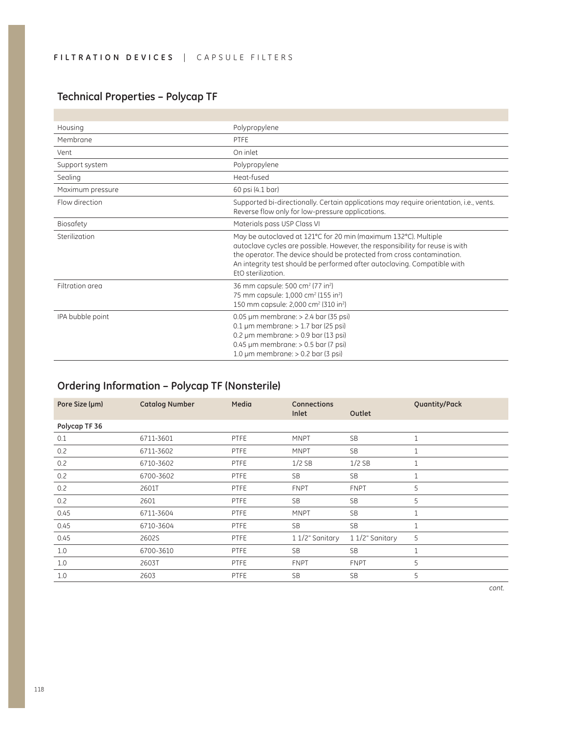## Technical Properties – Polycap TF

| | |
|---|---|
| Housing | Polypropylene |
| Membrane | PTFE |
| Vent | On inlet |
| Support system | Polypropylene |
| Sealing | Heat-fused |
| Maximum pressure | 60 psi (4.1 bar) |
| Flow direction | Supported bi-directionally. Certain applications may require orientation, i.e., vents. Reverse flow only for low-pressure applications. |
| Biosafety | Materials pass USP Class VI |
| Sterilization | May be autoclaved at 121°C for 20 min (maximum 132°C). Multiple autoclave cycles are possible. However, the responsibility for reuse is with the operator. The device should be protected from cross contamination. An integrity test should be performed after autoclaving. Compatible with EtO sterilization. |
| Filtration area | 36 mm capsule: 500 cm² (77 in²)<br>75 mm capsule: 1,000 cm² (155 in²)<br>150 mm capsule: 2,000 cm² (310 in²) |
| IPA bubble point | 0.05 µm membrane: > 2.4 bar (35 psi)<br>0.1 µm membrane: > 1.7 bar (25 psi)<br>0.2 µm membrane: > 0.9 bar (13 psi)<br>0.45 µm membrane: > 0.5 bar (7 psi)<br>1.0 µm membrane: > 0.2 bar (3 psi) |

## Ordering Information – Polycap TF (Nonsterile)

| Pore Size (µm) | Catalog Number | Media | Connections Inlet | Outlet | Quantity/Pack |
|---|---|---|---|---|---|
| **Polycap TF 36** | | | | | |
| 0.1 | 6711-3601 | PTFE | MNPT | SB | 1 |
| 0.2 | 6711-3602 | PTFE | MNPT | SB | 1 |
| 0.2 | 6710-3602 | PTFE | 1/2 SB | 1/2 SB | 1 |
| 0.2 | 6700-3602 | PTFE | SB | SB | 1 |
| 0.2 | 2601T | PTFE | FNPT | FNPT | 5 |
| 0.2 | 2601 | PTFE | SB | SB | 5 |
| 0.45 | 6711-3604 | PTFE | MNPT | SB | 1 |
| 0.45 | 6710-3604 | PTFE | SB | SB | 1 |
| 0.45 | 2602S | PTFE | 1 1/2" Sanitary | 1 1/2" Sanitary | 5 |
| 1.0 | 6700-3610 | PTFE | SB | SB | 1 |
| 1.0 | 2603T | PTFE | FNPT | FNPT | 5 |
| 1.0 | 2603 | PTFE | SB | SB | 5 |

*cont.*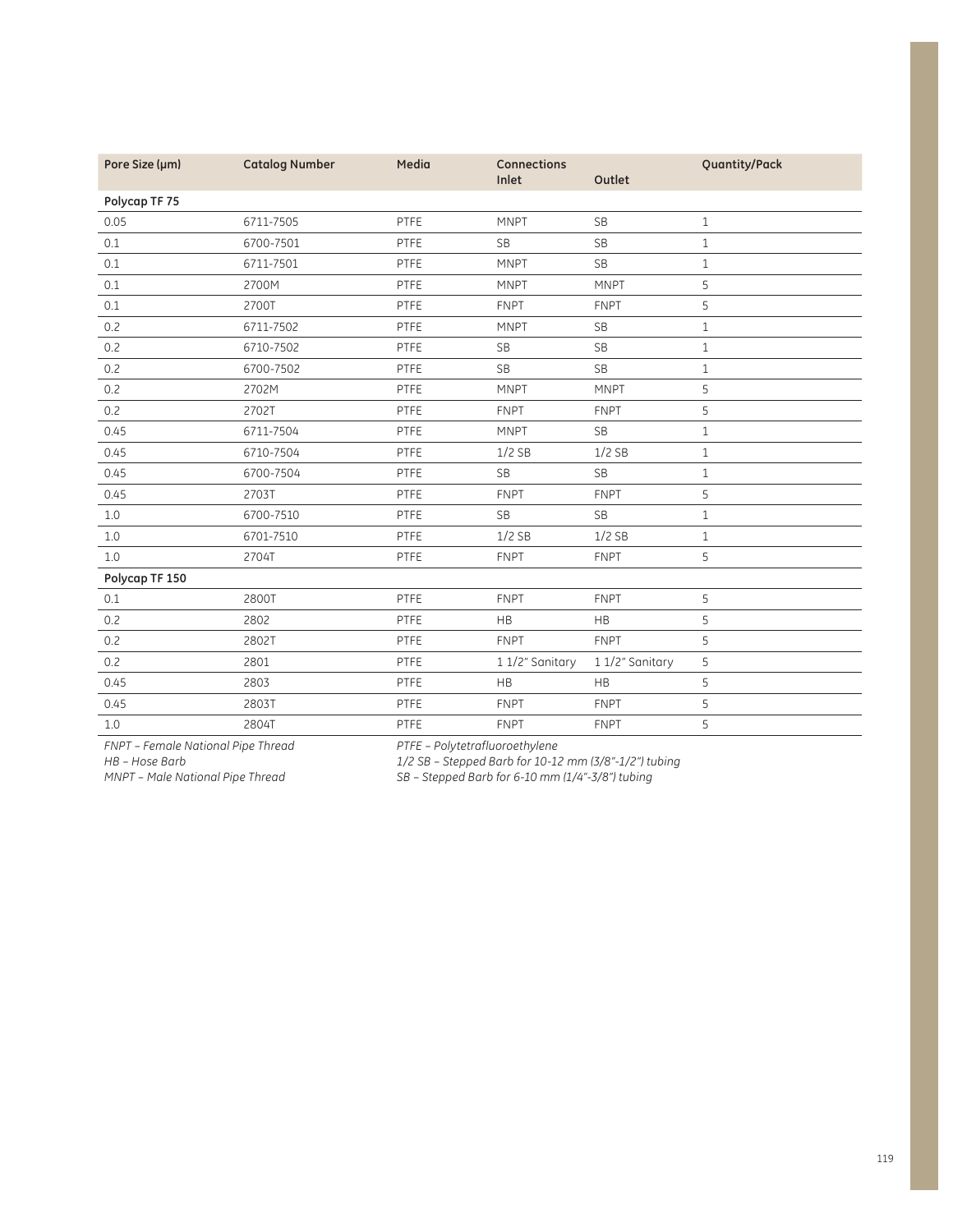| Pore Size (µm) | Catalog Number | Media | Connections Inlet | Outlet | Quantity/Pack |
|---|---|---|---|---|---|
| **Polycap TF 75** | | | | | |
| 0.05 | 6711-7505 | PTFE | MNPT | SB | 1 |
| 0.1 | 6700-7501 | PTFE | SB | SB | 1 |
| 0.1 | 6711-7501 | PTFE | MNPT | SB | 1 |
| 0.1 | 2700M | PTFE | MNPT | MNPT | 5 |
| 0.1 | 2700T | PTFE | FNPT | FNPT | 5 |
| 0.2 | 6711-7502 | PTFE | MNPT | SB | 1 |
| 0.2 | 6710-7502 | PTFE | SB | SB | 1 |
| 0.2 | 6700-7502 | PTFE | SB | SB | 1 |
| 0.2 | 2702M | PTFE | MNPT | MNPT | 5 |
| 0.2 | 2702T | PTFE | FNPT | FNPT | 5 |
| 0.45 | 6711-7504 | PTFE | MNPT | SB | 1 |
| 0.45 | 6710-7504 | PTFE | 1/2 SB | 1/2 SB | 1 |
| 0.45 | 6700-7504 | PTFE | SB | SB | 1 |
| 0.45 | 2703T | PTFE | FNPT | FNPT | 5 |
| 1.0 | 6700-7510 | PTFE | SB | SB | 1 |
| 1.0 | 6701-7510 | PTFE | 1/2 SB | 1/2 SB | 1 |
| 1.0 | 2704T | PTFE | FNPT | FNPT | 5 |
| **Polycap TF 150** | | | | | |
| 0.1 | 2800T | PTFE | FNPT | FNPT | 5 |
| 0.2 | 2802 | PTFE | HB | HB | 5 |
| 0.2 | 2802T | PTFE | FNPT | FNPT | 5 |
| 0.2 | 2801 | PTFE | 1 1/2" Sanitary | 1 1/2" Sanitary | 5 |
| 0.45 | 2803 | PTFE | HB | HB | 5 |
| 0.45 | 2803T | PTFE | FNPT | FNPT | 5 |
| 1.0 | 2804T | PTFE | FNPT | FNPT | 5 |

*FNPT – Female National Pipe Thread*
*HB – Hose Barb*
*MNPT – Male National Pipe Thread*
*PTFE – Polytetrafluoroethylene*
*1/2 SB – Stepped Barb for 10-12 mm (3/8"-1/2") tubing*
*SB – Stepped Barb for 6-10 mm (1/4"-3/8") tubing*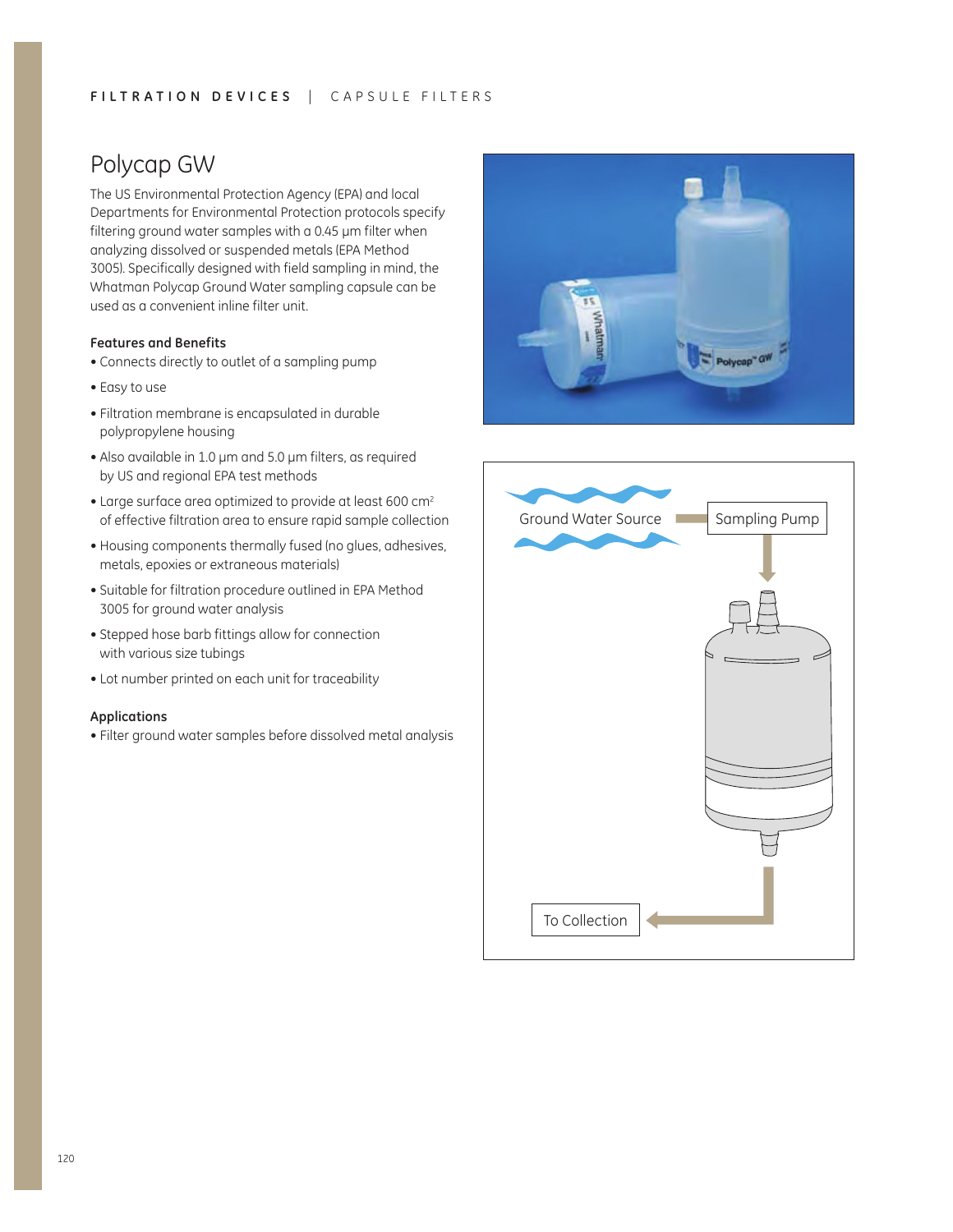# Polycap GW

The US Environmental Protection Agency (EPA) and local Departments for Environmental Protection protocols specify filtering ground water samples with a 0.45 µm filter when analyzing dissolved or suspended metals (EPA Method 3005). Specifically designed with field sampling in mind, the Whatman Polycap Ground Water sampling capsule can be used as a convenient inline filter unit.

### Features and Benefits

- Connects directly to outlet of a sampling pump
- Easy to use
- Filtration membrane is encapsulated in durable polypropylene housing
- Also available in 1.0 µm and 5.0 µm filters, as required by US and regional EPA test methods
- Large surface area optimized to provide at least 600 $cm^2$ of effective filtration area to ensure rapid sample collection
- Housing components thermally fused (no glues, adhesives, metals, epoxies or extraneous materials)
- Suitable for filtration procedure outlined in EPA Method 3005 for ground water analysis
- Stepped hose barb fittings allow for connection with various size tubings
- Lot number printed on each unit for traceability

### Applications

- Filter ground water samples before dissolved metal analysis

Ground Water Source → Sampling Pump → To Collection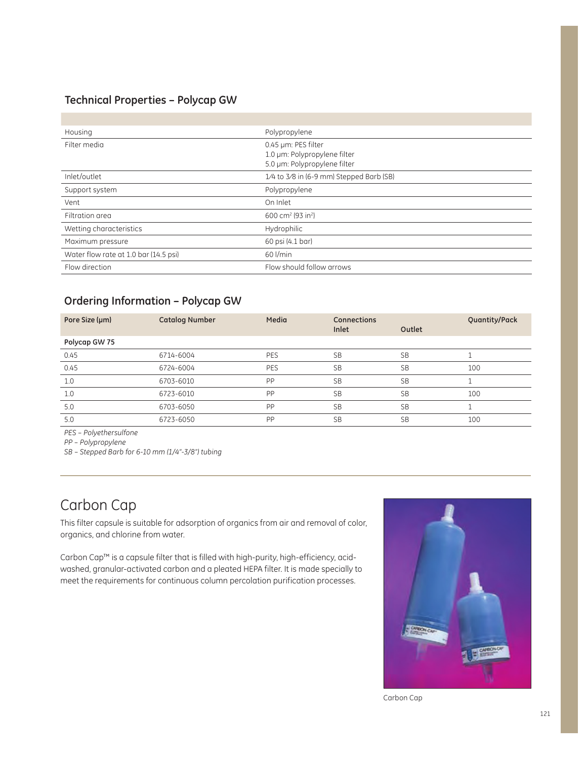## Technical Properties – Polycap GW

| | |
|---|---|
| Housing | Polypropylene |
| Filter media | 0.45 µm: PES filter<br>1.0 µm: Polypropylene filter<br>5.0 µm: Polypropylene filter |
| Inlet/outlet | 1⁄4 to 3⁄8 in (6-9 mm) Stepped Barb (SB) |
| Support system | Polypropylene |
| Vent | On Inlet |
| Filtration area | 600 cm² (93 in²) |
| Wetting characteristics | Hydrophilic |
| Maximum pressure | 60 psi (4.1 bar) |
| Water flow rate at 1.0 bar (14.5 psi) | 60 l/min |
| Flow direction | Flow should follow arrows |

## Ordering Information – Polycap GW

| Pore Size (µm) | Catalog Number | Media | Connections Inlet | Outlet | Quantity/Pack |
|---|---|---|---|---|---|
| **Polycap GW 75** | | | | | |
| 0.45 | 6714-6004 | PES | SB | SB | 1 |
| 0.45 | 6724-6004 | PES | SB | SB | 100 |
| 1.0 | 6703-6010 | PP | SB | SB | 1 |
| 1.0 | 6723-6010 | PP | SB | SB | 100 |
| 5.0 | 6703-6050 | PP | SB | SB | 1 |
| 5.0 | 6723-6050 | PP | SB | SB | 100 |

*PES – Polyethersulfone*

*PP – Polypropylene*

*SB – Stepped Barb for 6-10 mm (1/4"-3/8") tubing*

# Carbon Cap

This filter capsule is suitable for adsorption of organics from air and removal of color, organics, and chlorine from water.

Carbon Cap™ is a capsule filter that is filled with high-purity, high-efficiency, acid-washed, granular-activated carbon and a pleated HEPA filter. It is made specially to meet the requirements for continuous column percolation purification processes.

Carbon Cap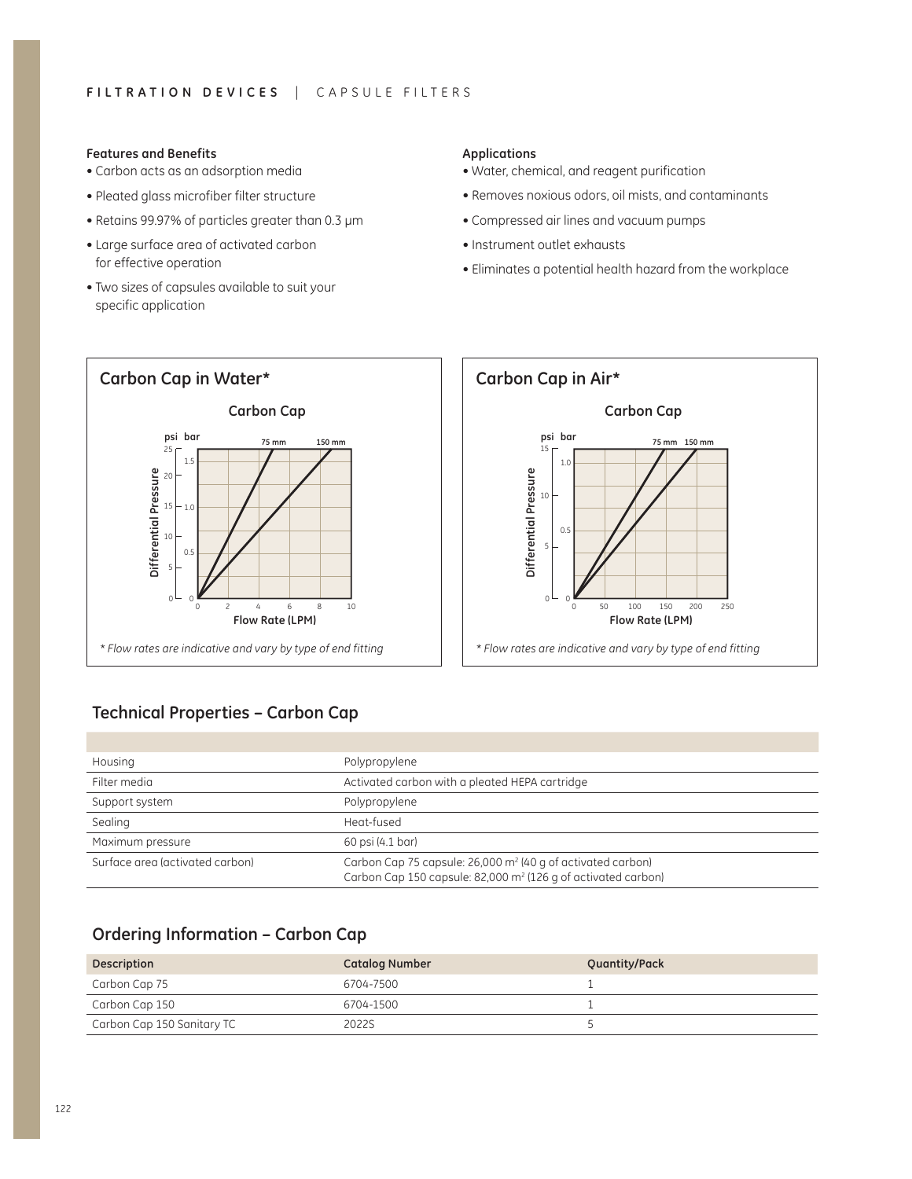### Features and Benefits

- Carbon acts as an adsorption media
- Pleated glass microfiber filter structure
- Retains 99.97% of particles greater than 0.3 µm
- Large surface area of activated carbon for effective operation
- Two sizes of capsules available to suit your specific application

### Applications

- Water, chemical, and reagent purification
- Removes noxious odors, oil mists, and contaminants
- Compressed air lines and vacuum pumps
- Instrument outlet exhausts
- Eliminates a potential health hazard from the workplace

### Carbon Cap in Water*

Carbon Cap

psi bar

75 mm 150 mm

Differential Pressure

25, 20, 15, 10, 5, 0 (psi)

1.5, 1.0, 0.5, 0 (bar)

0 2 4 6 8 10

Flow Rate (LPM)

*\* Flow rates are indicative and vary by type of end fitting*

### Carbon Cap in Air*

Carbon Cap

psi bar

75 mm 150 mm

Differential Pressure

15, 10, 5, 0 (psi)

1.0, 0.5, 0 (bar)

0 50 100 150 200 250

Flow Rate (LPM)

*\* Flow rates are indicative and vary by type of end fitting*

## Technical Properties – Carbon Cap

| | |
|---|---|
| Housing | Polypropylene |
| Filter media | Activated carbon with a pleated HEPA cartridge |
| Support system | Polypropylene |
| Sealing | Heat-fused |
| Maximum pressure | 60 psi (4.1 bar) |
| Surface area (activated carbon) | Carbon Cap 75 capsule: 26,000 m² (40 g of activated carbon)<br>Carbon Cap 150 capsule: 82,000 m² (126 g of activated carbon) |

## Ordering Information – Carbon Cap

| Description | Catalog Number | Quantity/Pack |
|---|---|---|
| Carbon Cap 75 | 6704-7500 | 1 |
| Carbon Cap 150 | 6704-1500 | 1 |
| Carbon Cap 150 Sanitary TC | 2022S | 5 |